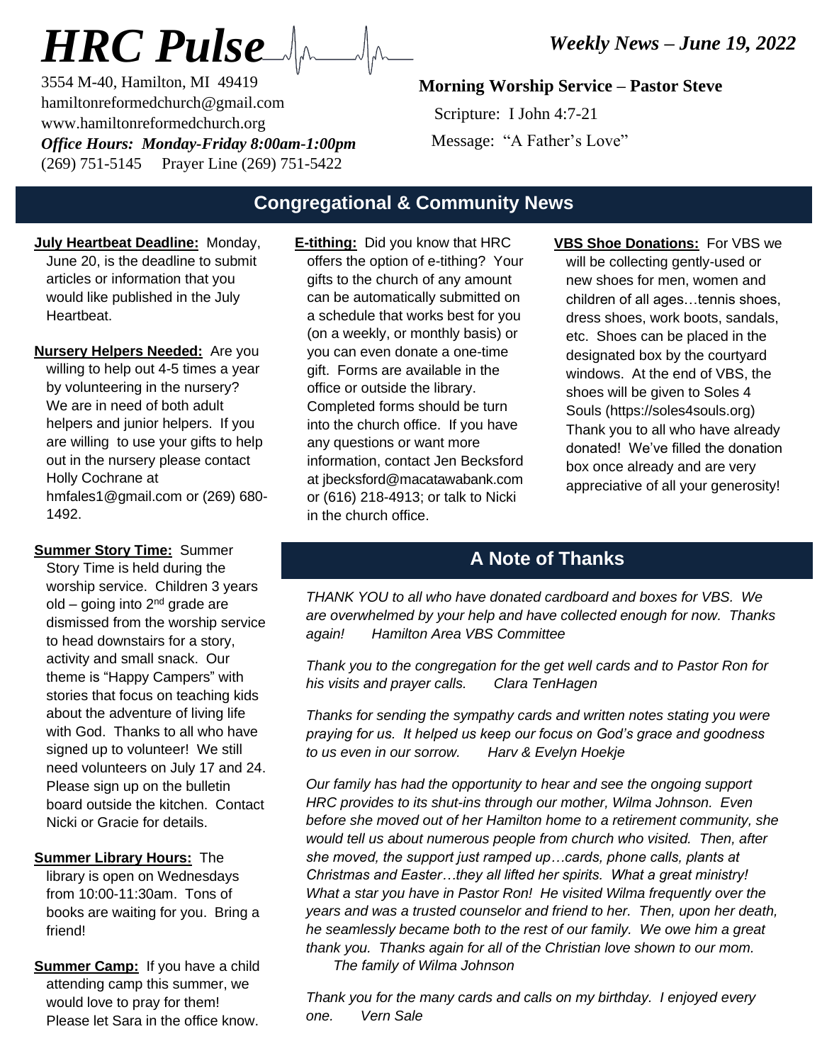# HRC Pulse

*Weekly News – June 19, 2022*

3554 M-40, Hamilton, MI 49419
hamiltonreformedchurch@gmail.com
www.hamiltonreformedchurch.org
***Office Hours: Monday-Friday 8:00am-1:00pm***
(269) 751-5145   Prayer Line (269) 751-5422

**Morning Worship Service – Pastor Steve**

Scripture: I John 4:7-21

Message: "A Father's Love"

## Congregational & Community News

**July Heartbeat Deadline:** Monday, June 20, is the deadline to submit articles or information that you would like published in the July Heartbeat.

**Nursery Helpers Needed:** Are you willing to help out 4-5 times a year by volunteering in the nursery? We are in need of both adult helpers and junior helpers. If you are willing to use your gifts to help out in the nursery please contact Holly Cochrane at hmfales1@gmail.com or (269) 680-1492.

**Summer Story Time:** Summer Story Time is held during the worship service. Children 3 years old – going into 2nd grade are dismissed from the worship service to head downstairs for a story, activity and small snack. Our theme is "Happy Campers" with stories that focus on teaching kids about the adventure of living life with God. Thanks to all who have signed up to volunteer! We still need volunteers on July 17 and 24. Please sign up on the bulletin board outside the kitchen. Contact Nicki or Gracie for details.

**Summer Library Hours:** The library is open on Wednesdays from 10:00-11:30am. Tons of books are waiting for you. Bring a friend!

**Summer Camp:** If you have a child attending camp this summer, we would love to pray for them! Please let Sara in the office know.

**E-tithing:** Did you know that HRC offers the option of e-tithing? Your gifts to the church of any amount can be automatically submitted on a schedule that works best for you (on a weekly, or monthly basis) or you can even donate a one-time gift. Forms are available in the office or outside the library. Completed forms should be turn into the church office. If you have any questions or want more information, contact Jen Becksford at jbecksford@macatawabank.com or (616) 218-4913; or talk to Nicki in the church office.

**VBS Shoe Donations:** For VBS we will be collecting gently-used or new shoes for men, women and children of all ages…tennis shoes, dress shoes, work boots, sandals, etc. Shoes can be placed in the designated box by the courtyard windows. At the end of VBS, the shoes will be given to Soles 4 Souls (https://soles4souls.org) Thank you to all who have already donated! We've filled the donation box once already and are very appreciative of all your generosity!

## A Note of Thanks

*THANK YOU to all who have donated cardboard and boxes for VBS. We are overwhelmed by your help and have collected enough for now. Thanks again! Hamilton Area VBS Committee*

*Thank you to the congregation for the get well cards and to Pastor Ron for his visits and prayer calls. Clara TenHagen*

*Thanks for sending the sympathy cards and written notes stating you were praying for us. It helped us keep our focus on God's grace and goodness to us even in our sorrow. Harv & Evelyn Hoekje*

*Our family has had the opportunity to hear and see the ongoing support HRC provides to its shut-ins through our mother, Wilma Johnson. Even before she moved out of her Hamilton home to a retirement community, she would tell us about numerous people from church who visited. Then, after she moved, the support just ramped up…cards, phone calls, plants at Christmas and Easter…they all lifted her spirits. What a great ministry! What a star you have in Pastor Ron! He visited Wilma frequently over the years and was a trusted counselor and friend to her. Then, upon her death, he seamlessly became both to the rest of our family. We owe him a great thank you. Thanks again for all of the Christian love shown to our mom. The family of Wilma Johnson*

*Thank you for the many cards and calls on my birthday. I enjoyed every one. Vern Sale*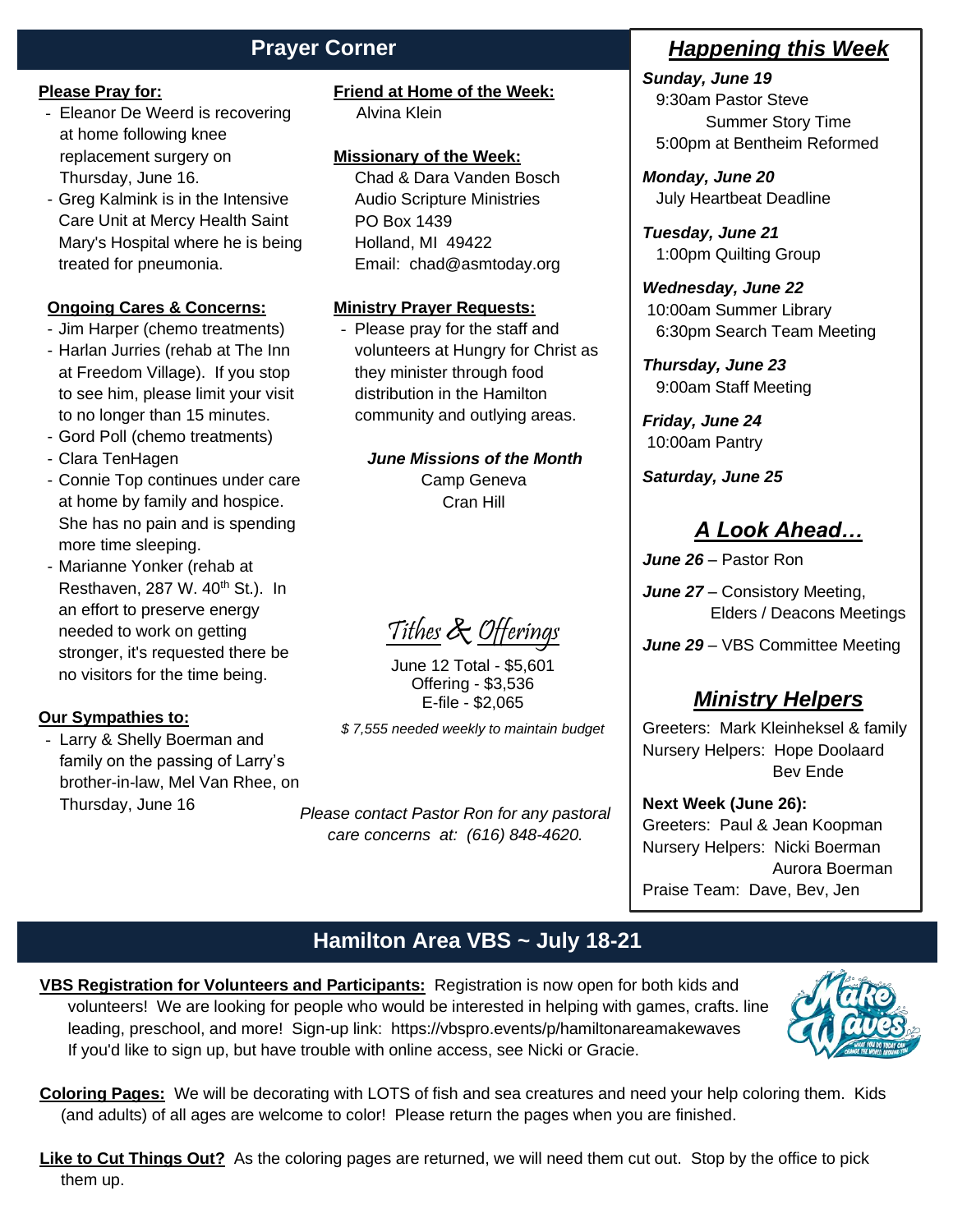## Prayer Corner

**Please Pray for:**

- Eleanor De Weerd is recovering at home following knee replacement surgery on Thursday, June 16.
- Greg Kalmink is in the Intensive Care Unit at Mercy Health Saint Mary's Hospital where he is being treated for pneumonia.

**Ongoing Cares & Concerns:**

- Jim Harper (chemo treatments)
- Harlan Jurries (rehab at The Inn at Freedom Village). If you stop to see him, please limit your visit to no longer than 15 minutes.
- Gord Poll (chemo treatments)
- Clara TenHagen
- Connie Top continues under care at home by family and hospice. She has no pain and is spending more time sleeping.
- Marianne Yonker (rehab at Resthaven, 287 W. 40th St.). In an effort to preserve energy needed to work on getting stronger, it's requested there be no visitors for the time being.

**Our Sympathies to:**

- Larry & Shelly Boerman and family on the passing of Larry's brother-in-law, Mel Van Rhee, on Thursday, June 16

**Friend at Home of the Week:**
Alvina Klein

**Missionary of the Week:**
Chad & Dara Vanden Bosch
Audio Scripture Ministries
PO Box 1439
Holland, MI 49422
Email: chad@asmtoday.org

**Ministry Prayer Requests:**

- Please pray for the staff and volunteers at Hungry for Christ as they minister through food distribution in the Hamilton community and outlying areas.

***June Missions of the Month***
Camp Geneva
Cran Hill

### Tithes & Offerings

June 12 Total - $5,601
Offering - $3,536
E-file - $2,065

*$ 7,555 needed weekly to maintain budget*

*Please contact Pastor Ron for any pastoral care concerns at: (616) 848-4620.*

## *Happening this Week*

***Sunday, June 19***
9:30am Pastor Steve
Summer Story Time
5:00pm at Bentheim Reformed

***Monday, June 20***
July Heartbeat Deadline

***Tuesday, June 21***
1:00pm Quilting Group

***Wednesday, June 22***
10:00am Summer Library
6:30pm Search Team Meeting

***Thursday, June 23***
9:00am Staff Meeting

***Friday, June 24***
10:00am Pantry

***Saturday, June 25***

## *A Look Ahead…*

***June 26*** – Pastor Ron

***June 27*** – Consistory Meeting, Elders / Deacons Meetings

***June 29*** – VBS Committee Meeting

## *Ministry Helpers*

Greeters: Mark Kleinheksel & family
Nursery Helpers: Hope Doolaard
Bev Ende

**Next Week (June 26):**
Greeters: Paul & Jean Koopman
Nursery Helpers: Nicki Boerman
Aurora Boerman
Praise Team: Dave, Bev, Jen

## Hamilton Area VBS ~ July 18-21

**VBS Registration for Volunteers and Participants:** Registration is now open for both kids and volunteers! We are looking for people who would be interested in helping with games, crafts. line leading, preschool, and more! Sign-up link: https://vbspro.events/p/hamiltonareamakewaves If you'd like to sign up, but have trouble with online access, see Nicki or Gracie.

**Coloring Pages:** We will be decorating with LOTS of fish and sea creatures and need your help coloring them. Kids (and adults) of all ages are welcome to color! Please return the pages when you are finished.

**Like to Cut Things Out?** As the coloring pages are returned, we will need them cut out. Stop by the office to pick them up.